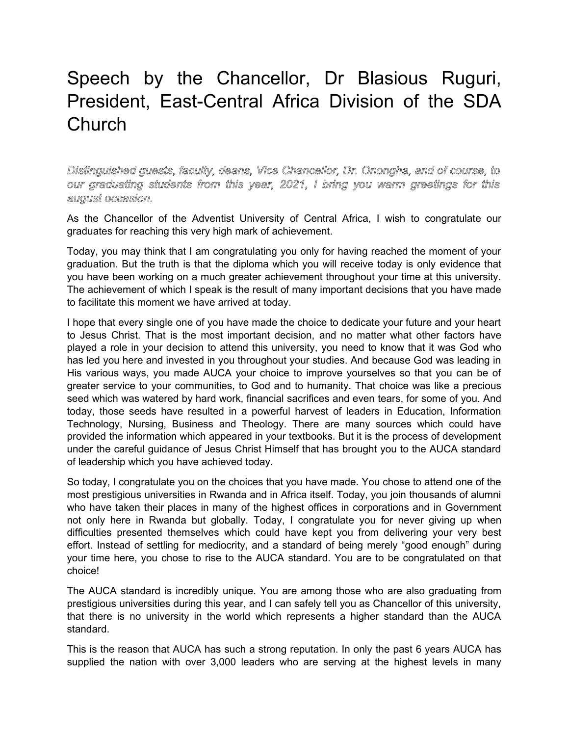# Speech by the Chancellor, Dr Blasious Ruguri, President, East-Central Africa Division of the SDA Church

***Distinguished guests, faculty, deans, Vice Chancellor, Dr. Onongha, and of course, to our graduating students from this year, 2021, I bring you warm greetings for this august occasion.***

As the Chancellor of the Adventist University of Central Africa, I wish to congratulate our graduates for reaching this very high mark of achievement.

Today, you may think that I am congratulating you only for having reached the moment of your graduation. But the truth is that the diploma which you will receive today is only evidence that you have been working on a much greater achievement throughout your time at this university. The achievement of which I speak is the result of many important decisions that you have made to facilitate this moment we have arrived at today.

I hope that every single one of you have made the choice to dedicate your future and your heart to Jesus Christ. That is the most important decision, and no matter what other factors have played a role in your decision to attend this university, you need to know that it was God who has led you here and invested in you throughout your studies. And because God was leading in His various ways, you made AUCA your choice to improve yourselves so that you can be of greater service to your communities, to God and to humanity. That choice was like a precious seed which was watered by hard work, financial sacrifices and even tears, for some of you. And today, those seeds have resulted in a powerful harvest of leaders in Education, Information Technology, Nursing, Business and Theology. There are many sources which could have provided the information which appeared in your textbooks. But it is the process of development under the careful guidance of Jesus Christ Himself that has brought you to the AUCA standard of leadership which you have achieved today.

So today, I congratulate you on the choices that you have made. You chose to attend one of the most prestigious universities in Rwanda and in Africa itself. Today, you join thousands of alumni who have taken their places in many of the highest offices in corporations and in Government not only here in Rwanda but globally. Today, I congratulate you for never giving up when difficulties presented themselves which could have kept you from delivering your very best effort. Instead of settling for mediocrity, and a standard of being merely “good enough” during your time here, you chose to rise to the AUCA standard. You are to be congratulated on that choice!

The AUCA standard is incredibly unique. You are among those who are also graduating from prestigious universities during this year, and I can safely tell you as Chancellor of this university, that there is no university in the world which represents a higher standard than the AUCA standard.

This is the reason that AUCA has such a strong reputation. In only the past 6 years AUCA has supplied the nation with over 3,000 leaders who are serving at the highest levels in many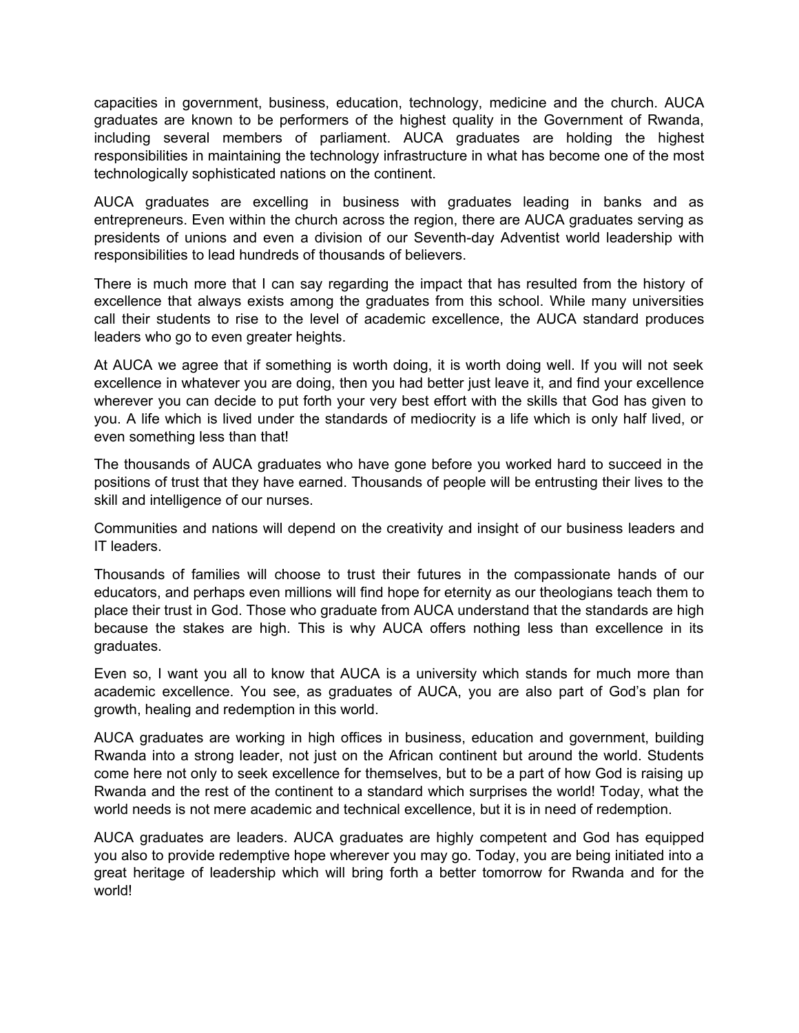capacities in government, business, education, technology, medicine and the church. AUCA graduates are known to be performers of the highest quality in the Government of Rwanda, including several members of parliament. AUCA graduates are holding the highest responsibilities in maintaining the technology infrastructure in what has become one of the most technologically sophisticated nations on the continent.

AUCA graduates are excelling in business with graduates leading in banks and as entrepreneurs. Even within the church across the region, there are AUCA graduates serving as presidents of unions and even a division of our Seventh-day Adventist world leadership with responsibilities to lead hundreds of thousands of believers.

There is much more that I can say regarding the impact that has resulted from the history of excellence that always exists among the graduates from this school. While many universities call their students to rise to the level of academic excellence, the AUCA standard produces leaders who go to even greater heights.

At AUCA we agree that if something is worth doing, it is worth doing well. If you will not seek excellence in whatever you are doing, then you had better just leave it, and find your excellence wherever you can decide to put forth your very best effort with the skills that God has given to you. A life which is lived under the standards of mediocrity is a life which is only half lived, or even something less than that!

The thousands of AUCA graduates who have gone before you worked hard to succeed in the positions of trust that they have earned. Thousands of people will be entrusting their lives to the skill and intelligence of our nurses.

Communities and nations will depend on the creativity and insight of our business leaders and IT leaders.

Thousands of families will choose to trust their futures in the compassionate hands of our educators, and perhaps even millions will find hope for eternity as our theologians teach them to place their trust in God. Those who graduate from AUCA understand that the standards are high because the stakes are high. This is why AUCA offers nothing less than excellence in its graduates.

Even so, I want you all to know that AUCA is a university which stands for much more than academic excellence. You see, as graduates of AUCA, you are also part of God's plan for growth, healing and redemption in this world.

AUCA graduates are working in high offices in business, education and government, building Rwanda into a strong leader, not just on the African continent but around the world. Students come here not only to seek excellence for themselves, but to be a part of how God is raising up Rwanda and the rest of the continent to a standard which surprises the world! Today, what the world needs is not mere academic and technical excellence, but it is in need of redemption.

AUCA graduates are leaders. AUCA graduates are highly competent and God has equipped you also to provide redemptive hope wherever you may go. Today, you are being initiated into a great heritage of leadership which will bring forth a better tomorrow for Rwanda and for the world!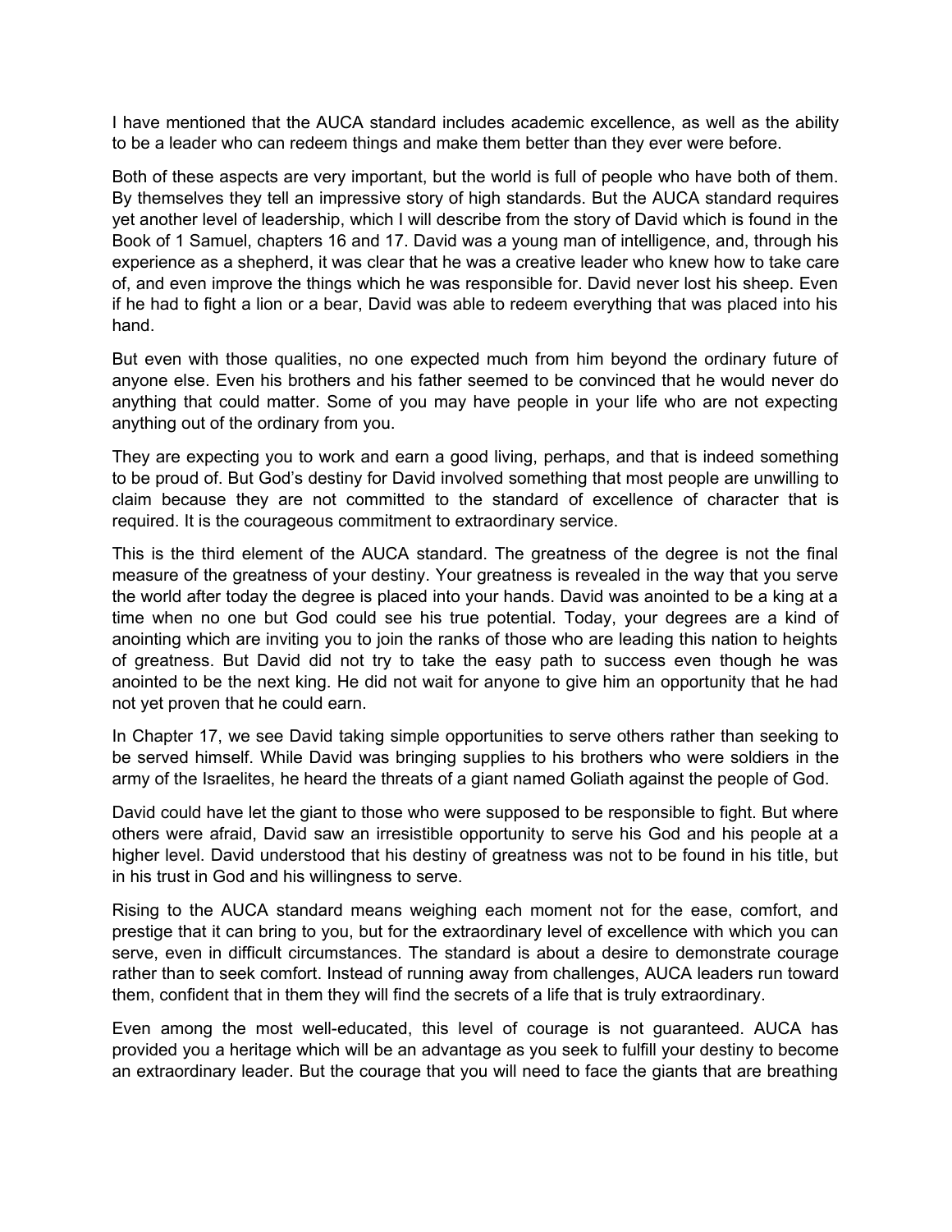I have mentioned that the AUCA standard includes academic excellence, as well as the ability to be a leader who can redeem things and make them better than they ever were before.

Both of these aspects are very important, but the world is full of people who have both of them. By themselves they tell an impressive story of high standards. But the AUCA standard requires yet another level of leadership, which I will describe from the story of David which is found in the Book of 1 Samuel, chapters 16 and 17. David was a young man of intelligence, and, through his experience as a shepherd, it was clear that he was a creative leader who knew how to take care of, and even improve the things which he was responsible for. David never lost his sheep. Even if he had to fight a lion or a bear, David was able to redeem everything that was placed into his hand.

But even with those qualities, no one expected much from him beyond the ordinary future of anyone else. Even his brothers and his father seemed to be convinced that he would never do anything that could matter. Some of you may have people in your life who are not expecting anything out of the ordinary from you.

They are expecting you to work and earn a good living, perhaps, and that is indeed something to be proud of. But God's destiny for David involved something that most people are unwilling to claim because they are not committed to the standard of excellence of character that is required. It is the courageous commitment to extraordinary service.

This is the third element of the AUCA standard. The greatness of the degree is not the final measure of the greatness of your destiny. Your greatness is revealed in the way that you serve the world after today the degree is placed into your hands. David was anointed to be a king at a time when no one but God could see his true potential. Today, your degrees are a kind of anointing which are inviting you to join the ranks of those who are leading this nation to heights of greatness. But David did not try to take the easy path to success even though he was anointed to be the next king. He did not wait for anyone to give him an opportunity that he had not yet proven that he could earn.

In Chapter 17, we see David taking simple opportunities to serve others rather than seeking to be served himself. While David was bringing supplies to his brothers who were soldiers in the army of the Israelites, he heard the threats of a giant named Goliath against the people of God.

David could have let the giant to those who were supposed to be responsible to fight. But where others were afraid, David saw an irresistible opportunity to serve his God and his people at a higher level. David understood that his destiny of greatness was not to be found in his title, but in his trust in God and his willingness to serve.

Rising to the AUCA standard means weighing each moment not for the ease, comfort, and prestige that it can bring to you, but for the extraordinary level of excellence with which you can serve, even in difficult circumstances. The standard is about a desire to demonstrate courage rather than to seek comfort. Instead of running away from challenges, AUCA leaders run toward them, confident that in them they will find the secrets of a life that is truly extraordinary.

Even among the most well-educated, this level of courage is not guaranteed. AUCA has provided you a heritage which will be an advantage as you seek to fulfill your destiny to become an extraordinary leader. But the courage that you will need to face the giants that are breathing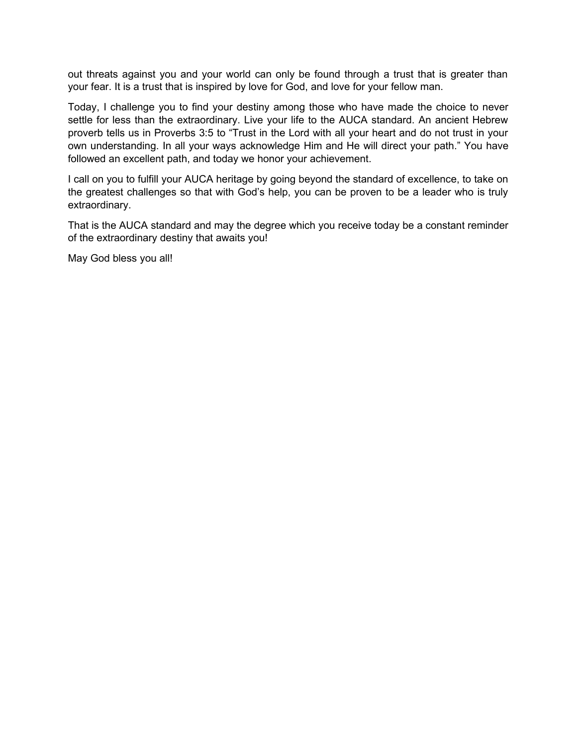out threats against you and your world can only be found through a trust that is greater than your fear. It is a trust that is inspired by love for God, and love for your fellow man.

Today, I challenge you to find your destiny among those who have made the choice to never settle for less than the extraordinary. Live your life to the AUCA standard. An ancient Hebrew proverb tells us in Proverbs 3:5 to "Trust in the Lord with all your heart and do not trust in your own understanding. In all your ways acknowledge Him and He will direct your path." You have followed an excellent path, and today we honor your achievement.

I call on you to fulfill your AUCA heritage by going beyond the standard of excellence, to take on the greatest challenges so that with God's help, you can be proven to be a leader who is truly extraordinary.

That is the AUCA standard and may the degree which you receive today be a constant reminder of the extraordinary destiny that awaits you!

May God bless you all!